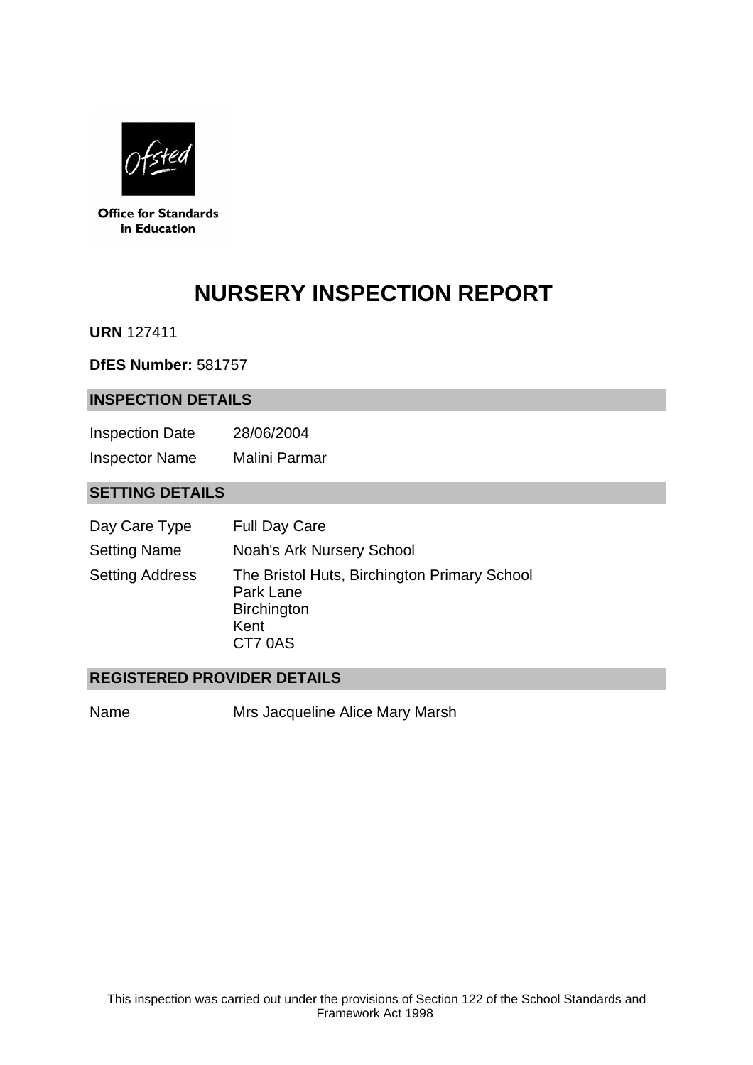Office for Standards in Education

# NURSERY INSPECTION REPORT

**URN** 127411

**DfES Number:** 581757

## INSPECTION DETAILS

| | |
|---|---|
| Inspection Date | 28/06/2004 |
| Inspector Name | Malini Parmar |

## SETTING DETAILS

| | |
|---|---|
| Day Care Type | Full Day Care |
| Setting Name | Noah's Ark Nursery School |
| Setting Address | The Bristol Huts, Birchington Primary School<br>Park Lane<br>Birchington<br>Kent<br>CT7 0AS |

## REGISTERED PROVIDER DETAILS

| | |
|---|---|
| Name | Mrs Jacqueline Alice Mary Marsh |

This inspection was carried out under the provisions of Section 122 of the School Standards and Framework Act 1998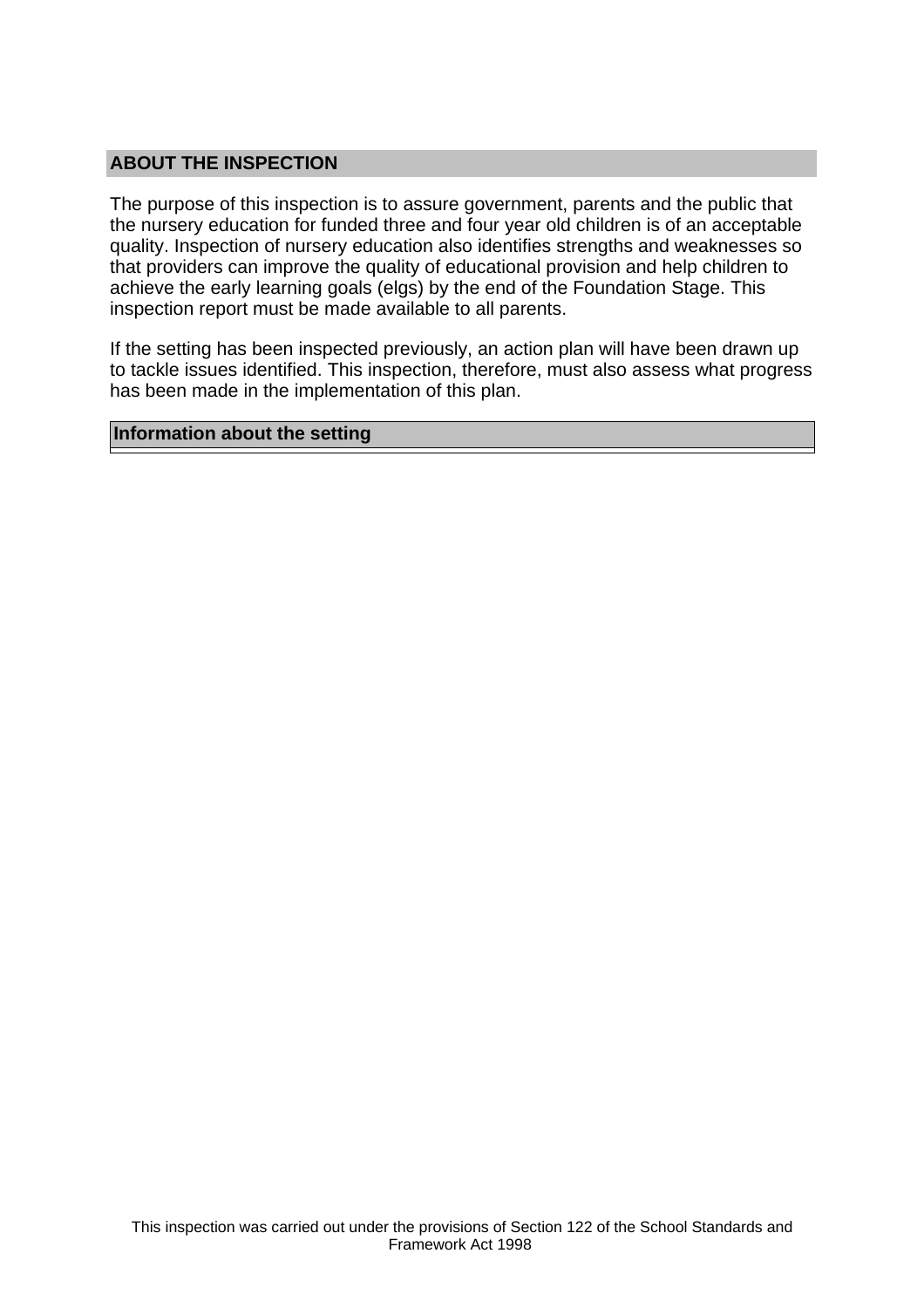## ABOUT THE INSPECTION

The purpose of this inspection is to assure government, parents and the public that the nursery education for funded three and four year old children is of an acceptable quality. Inspection of nursery education also identifies strengths and weaknesses so that providers can improve the quality of educational provision and help children to achieve the early learning goals (elgs) by the end of the Foundation Stage. This inspection report must be made available to all parents.

If the setting has been inspected previously, an action plan will have been drawn up to tackle issues identified. This inspection, therefore, must also assess what progress has been made in the implementation of this plan.

### Information about the setting

This inspection was carried out under the provisions of Section 122 of the School Standards and Framework Act 1998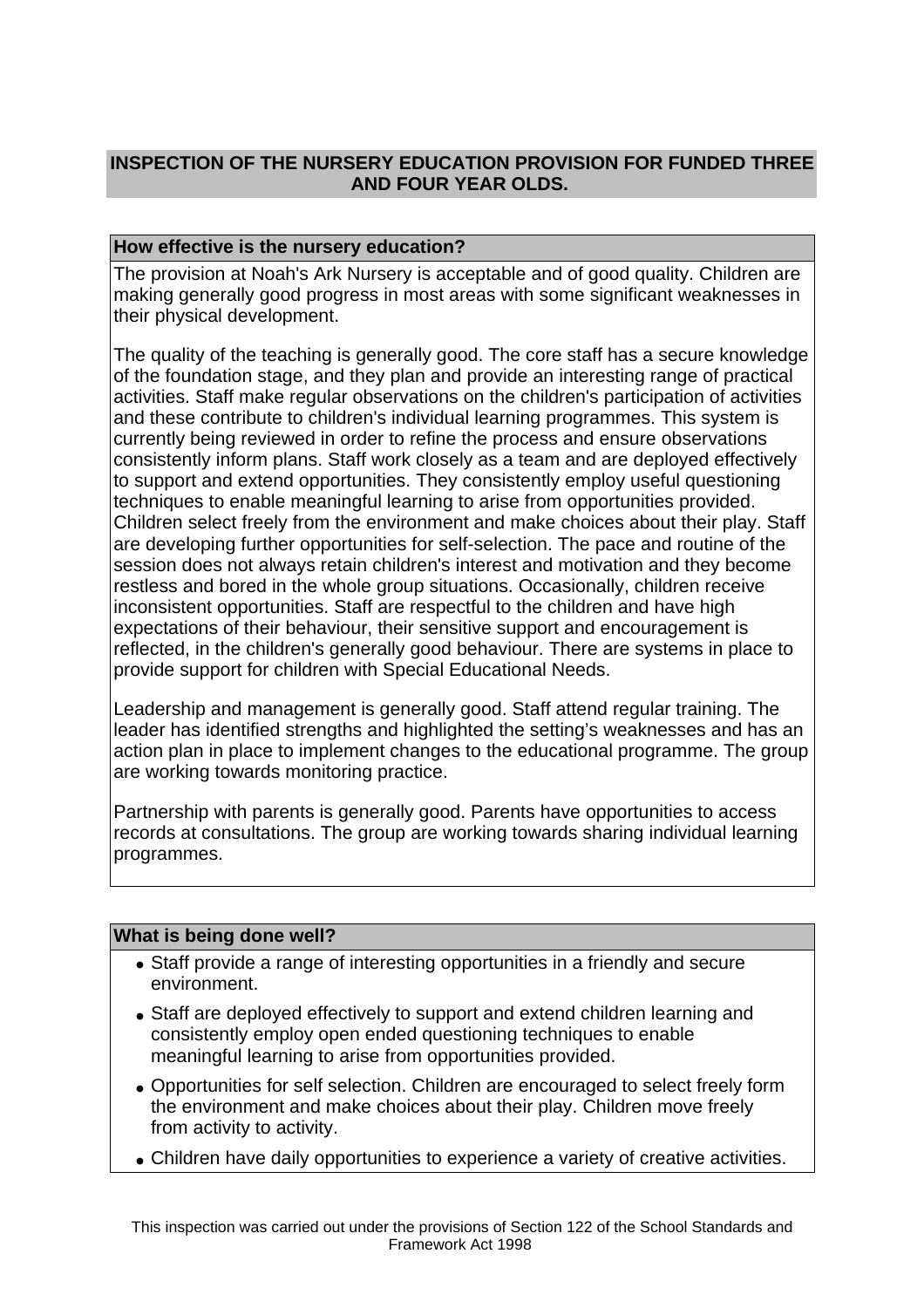## INSPECTION OF THE NURSERY EDUCATION PROVISION FOR FUNDED THREE AND FOUR YEAR OLDS.

### How effective is the nursery education?

The provision at Noah's Ark Nursery is acceptable and of good quality. Children are making generally good progress in most areas with some significant weaknesses in their physical development.

The quality of the teaching is generally good. The core staff has a secure knowledge of the foundation stage, and they plan and provide an interesting range of practical activities. Staff make regular observations on the children's participation of activities and these contribute to children's individual learning programmes. This system is currently being reviewed in order to refine the process and ensure observations consistently inform plans. Staff work closely as a team and are deployed effectively to support and extend opportunities. They consistently employ useful questioning techniques to enable meaningful learning to arise from opportunities provided. Children select freely from the environment and make choices about their play. Staff are developing further opportunities for self-selection. The pace and routine of the session does not always retain children's interest and motivation and they become restless and bored in the whole group situations. Occasionally, children receive inconsistent opportunities. Staff are respectful to the children and have high expectations of their behaviour, their sensitive support and encouragement is reflected, in the children's generally good behaviour. There are systems in place to provide support for children with Special Educational Needs.

Leadership and management is generally good. Staff attend regular training. The leader has identified strengths and highlighted the setting's weaknesses and has an action plan in place to implement changes to the educational programme. The group are working towards monitoring practice.

Partnership with parents is generally good. Parents have opportunities to access records at consultations. The group are working towards sharing individual learning programmes.

### What is being done well?

- Staff provide a range of interesting opportunities in a friendly and secure environment.
- Staff are deployed effectively to support and extend children learning and consistently employ open ended questioning techniques to enable meaningful learning to arise from opportunities provided.
- Opportunities for self selection. Children are encouraged to select freely form the environment and make choices about their play. Children move freely from activity to activity.
- Children have daily opportunities to experience a variety of creative activities.

This inspection was carried out under the provisions of Section 122 of the School Standards and Framework Act 1998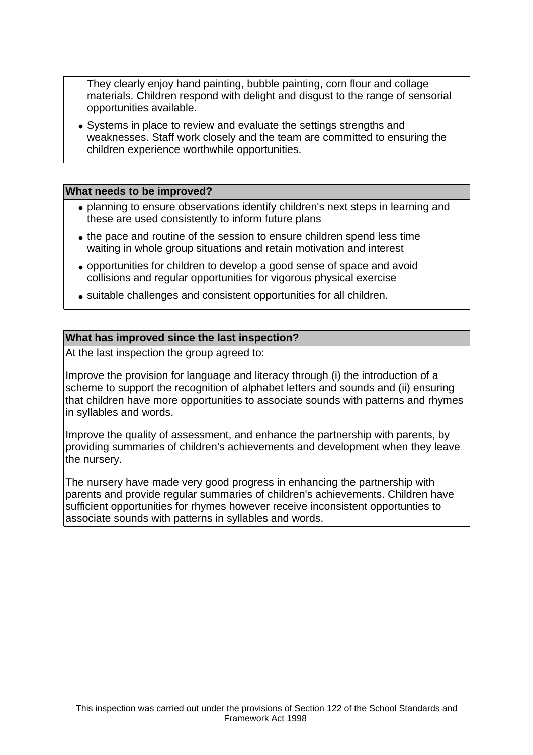They clearly enjoy hand painting, bubble painting, corn flour and collage materials. Children respond with delight and disgust to the range of sensorial opportunities available.

- Systems in place to review and evaluate the settings strengths and weaknesses. Staff work closely and the team are committed to ensuring the children experience worthwhile opportunities.

## What needs to be improved?

- planning to ensure observations identify children's next steps in learning and these are used consistently to inform future plans
- the pace and routine of the session to ensure children spend less time waiting in whole group situations and retain motivation and interest
- opportunities for children to develop a good sense of space and avoid collisions and regular opportunities for vigorous physical exercise
- suitable challenges and consistent opportunities for all children.

## What has improved since the last inspection?

At the last inspection the group agreed to:

Improve the provision for language and literacy through (i) the introduction of a scheme to support the recognition of alphabet letters and sounds and (ii) ensuring that children have more opportunities to associate sounds with patterns and rhymes in syllables and words.

Improve the quality of assessment, and enhance the partnership with parents, by providing summaries of children's achievements and development when they leave the nursery.

The nursery have made very good progress in enhancing the partnership with parents and provide regular summaries of children's achievements. Children have sufficient opportunities for rhymes however receive inconsistent opportunties to associate sounds with patterns in syllables and words.

This inspection was carried out under the provisions of Section 122 of the School Standards and Framework Act 1998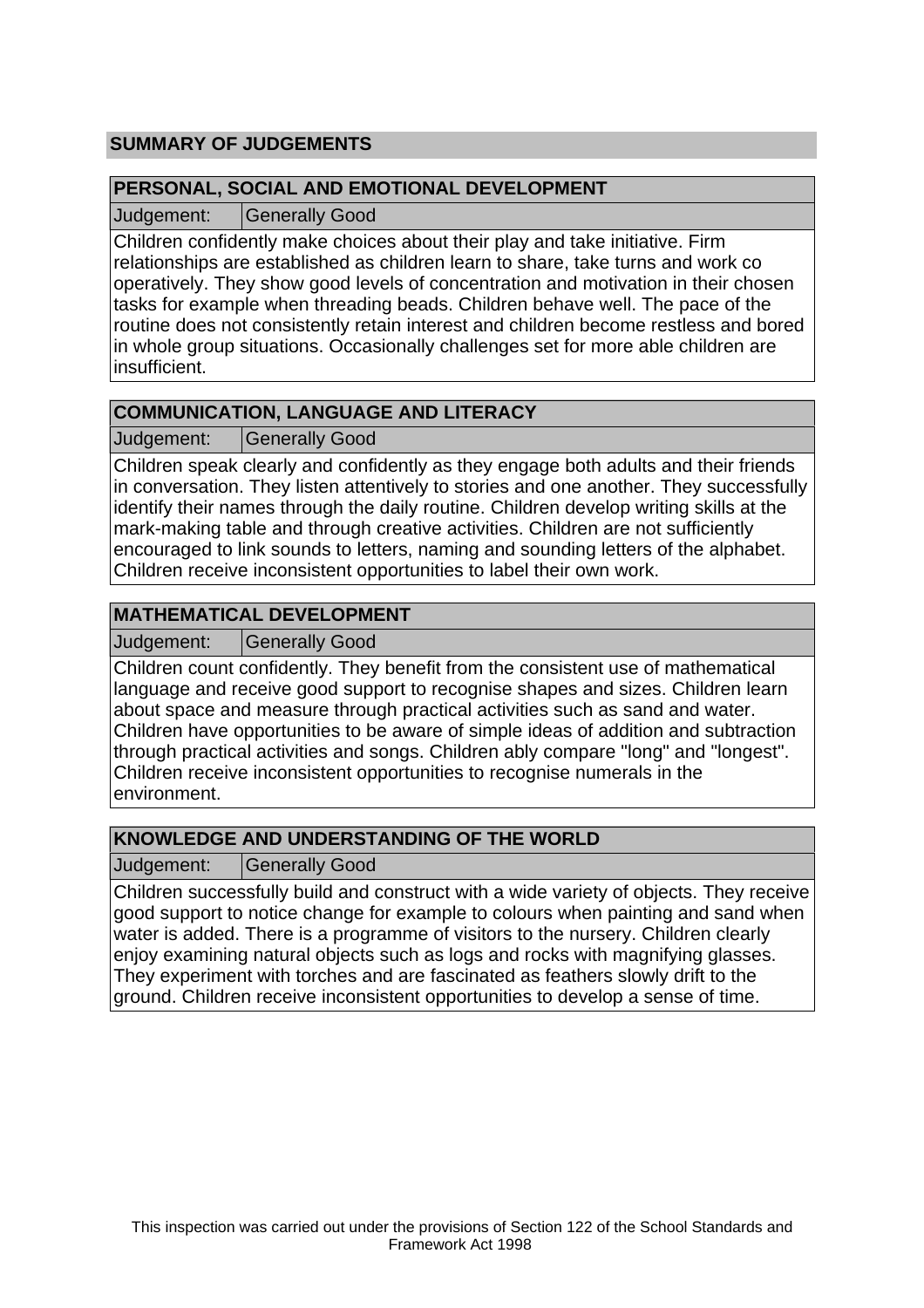## SUMMARY OF JUDGEMENTS

### PERSONAL, SOCIAL AND EMOTIONAL DEVELOPMENT

| Judgement: | Generally Good |
| --- | --- |

Children confidently make choices about their play and take initiative. Firm relationships are established as children learn to share, take turns and work co operatively. They show good levels of concentration and motivation in their chosen tasks for example when threading beads. Children behave well. The pace of the routine does not consistently retain interest and children become restless and bored in whole group situations. Occasionally challenges set for more able children are insufficient.

### COMMUNICATION, LANGUAGE AND LITERACY

| Judgement: | Generally Good |
| --- | --- |

Children speak clearly and confidently as they engage both adults and their friends in conversation. They listen attentively to stories and one another. They successfully identify their names through the daily routine. Children develop writing skills at the mark-making table and through creative activities. Children are not sufficiently encouraged to link sounds to letters, naming and sounding letters of the alphabet. Children receive inconsistent opportunities to label their own work.

### MATHEMATICAL DEVELOPMENT

| Judgement: | Generally Good |
| --- | --- |

Children count confidently. They benefit from the consistent use of mathematical language and receive good support to recognise shapes and sizes. Children learn about space and measure through practical activities such as sand and water. Children have opportunities to be aware of simple ideas of addition and subtraction through practical activities and songs. Children ably compare "long" and "longest". Children receive inconsistent opportunities to recognise numerals in the environment.

### KNOWLEDGE AND UNDERSTANDING OF THE WORLD

| Judgement: | Generally Good |
| --- | --- |

Children successfully build and construct with a wide variety of objects. They receive good support to notice change for example to colours when painting and sand when water is added. There is a programme of visitors to the nursery. Children clearly enjoy examining natural objects such as logs and rocks with magnifying glasses. They experiment with torches and are fascinated as feathers slowly drift to the ground. Children receive inconsistent opportunities to develop a sense of time.

This inspection was carried out under the provisions of Section 122 of the School Standards and Framework Act 1998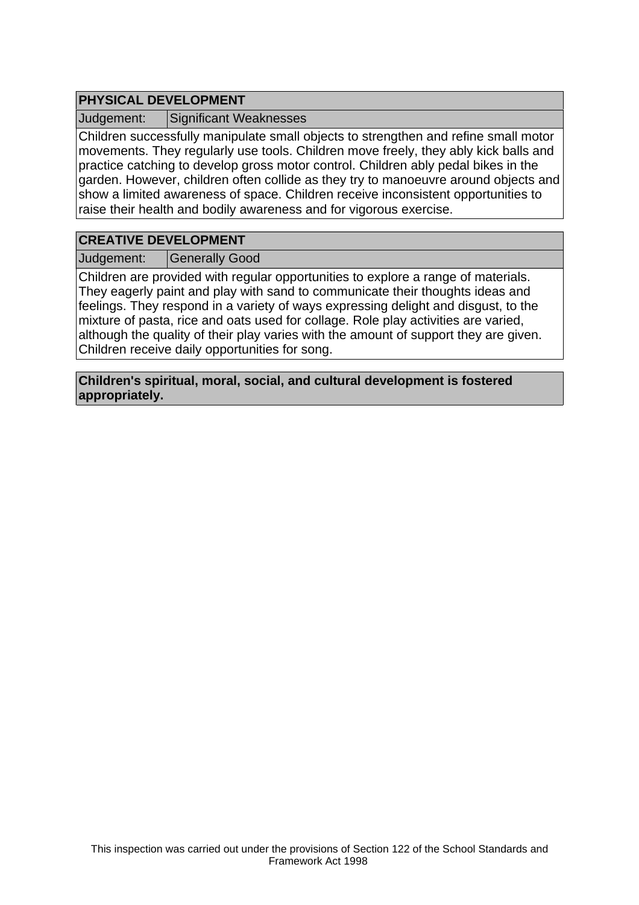## PHYSICAL DEVELOPMENT

| Judgement: | Significant Weaknesses |
|---|---|

Children successfully manipulate small objects to strengthen and refine small motor movements. They regularly use tools. Children move freely, they ably kick balls and practice catching to develop gross motor control. Children ably pedal bikes in the garden. However, children often collide as they try to manoeuvre around objects and show a limited awareness of space. Children receive inconsistent opportunities to raise their health and bodily awareness and for vigorous exercise.

## CREATIVE DEVELOPMENT

| Judgement: | Generally Good |
|---|---|

Children are provided with regular opportunities to explore a range of materials. They eagerly paint and play with sand to communicate their thoughts ideas and feelings. They respond in a variety of ways expressing delight and disgust, to the mixture of pasta, rice and oats used for collage. Role play activities are varied, although the quality of their play varies with the amount of support they are given. Children receive daily opportunities for song.

**Children's spiritual, moral, social, and cultural development is fostered appropriately.**

This inspection was carried out under the provisions of Section 122 of the School Standards and Framework Act 1998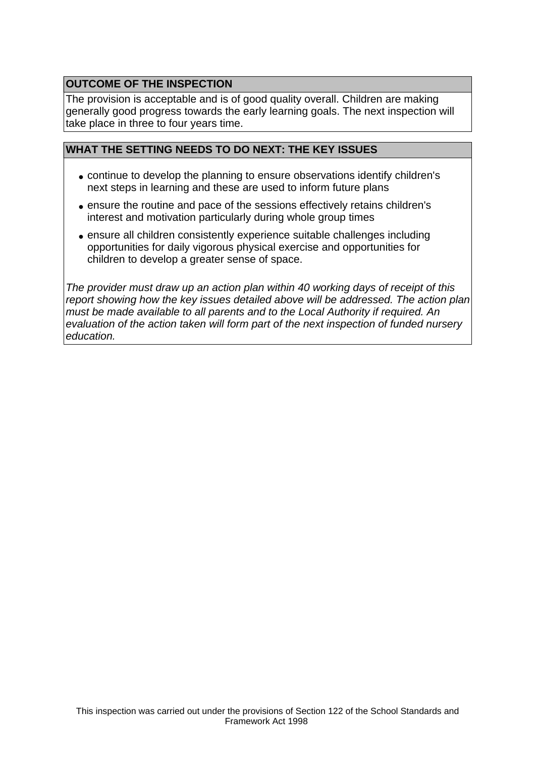## OUTCOME OF THE INSPECTION

The provision is acceptable and is of good quality overall. Children are making generally good progress towards the early learning goals. The next inspection will take place in three to four years time.

## WHAT THE SETTING NEEDS TO DO NEXT: THE KEY ISSUES

- continue to develop the planning to ensure observations identify children's next steps in learning and these are used to inform future plans
- ensure the routine and pace of the sessions effectively retains children's interest and motivation particularly during whole group times
- ensure all children consistently experience suitable challenges including opportunities for daily vigorous physical exercise and opportunities for children to develop a greater sense of space.

*The provider must draw up an action plan within 40 working days of receipt of this report showing how the key issues detailed above will be addressed. The action plan must be made available to all parents and to the Local Authority if required. An evaluation of the action taken will form part of the next inspection of funded nursery education.*

This inspection was carried out under the provisions of Section 122 of the School Standards and Framework Act 1998